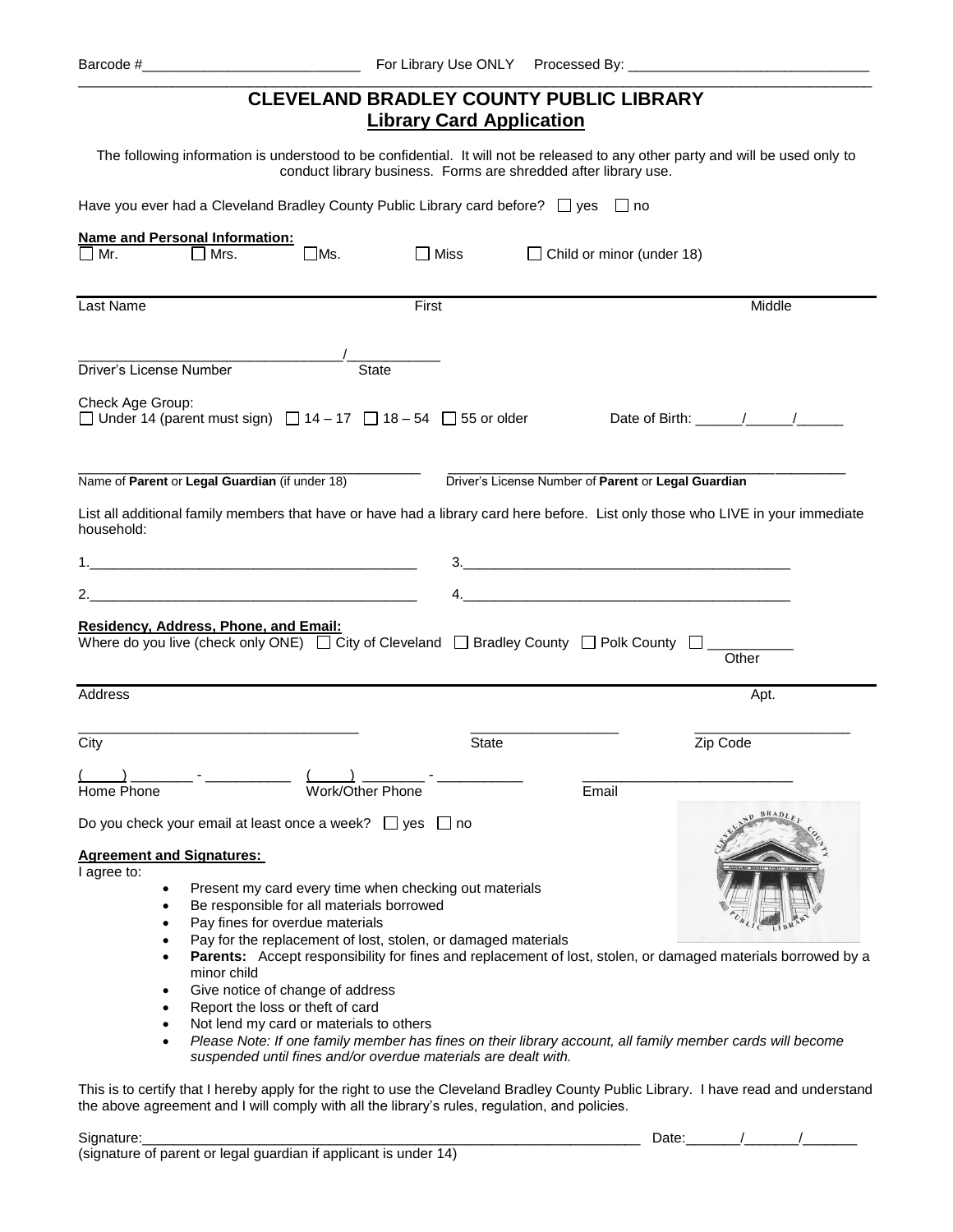Barcode #____________________________ For Library Use ONLY Processed By: _______________________________

# CLEVELAND BRADLEY COUNTY PUBLIC LIBRARY

## Library Card Application

The following information is understood to be confidential. It will not be released to any other party and will be used only to conduct library business. Forms are shredded after library use.

Have you ever had a Cleveland Bradley County Public Library card before? ☐ yes ☐ no

**Name and Personal Information:**

☐ Mr. ☐ Mrs. ☐ Ms. ☐ Miss ☐ Child or minor (under 18)

Last Name First Middle

_________________________________/____________

Driver's License Number State

Check Age Group:

☐ Under 14 (parent must sign) ☐ 14 – 17 ☐ 18 – 54 ☐ 55 or older Date of Birth: ______/______/______

_______________________________________________ _______________________________________________

Name of **Parent** or **Legal Guardian** (if under 18) Driver's License Number of **Parent** or **Legal Guardian**

List all additional family members that have or have had a library card here before. List only those who LIVE in your immediate household:

1.___________________________________________ 3.___________________________________________

2.___________________________________________ 4.___________________________________________

**Residency, Address, Phone, and Email:**

Where do you live (check only ONE) ☐ City of Cleveland ☐ Bradley County ☐ Polk County ☐ ___________ Other

Address Apt.

_____________________________________ ___________________ ____________________

City State Zip Code

(_____) ________ - ___________ (_____) ________ - ___________ ___________________________

Home Phone Work/Other Phone Email

Do you check your email at least once a week? ☐ yes ☐ no

**Agreement and Signatures:**

I agree to:

- Present my card every time when checking out materials
- Be responsible for all materials borrowed
- Pay fines for overdue materials
- Pay for the replacement of lost, stolen, or damaged materials
- **Parents:** Accept responsibility for fines and replacement of lost, stolen, or damaged materials borrowed by a minor child
- Give notice of change of address
- Report the loss or theft of card
- Not lend my card or materials to others
- *Please Note: If one family member has fines on their library account, all family member cards will become suspended until fines and/or overdue materials are dealt with.*

This is to certify that I hereby apply for the right to use the Cleveland Bradley County Public Library. I have read and understand the above agreement and I will comply with all the library's rules, regulation, and policies.

Signature:_____________________________________________________________________ Date:_______/_______/_______

(signature of parent or legal guardian if applicant is under 14)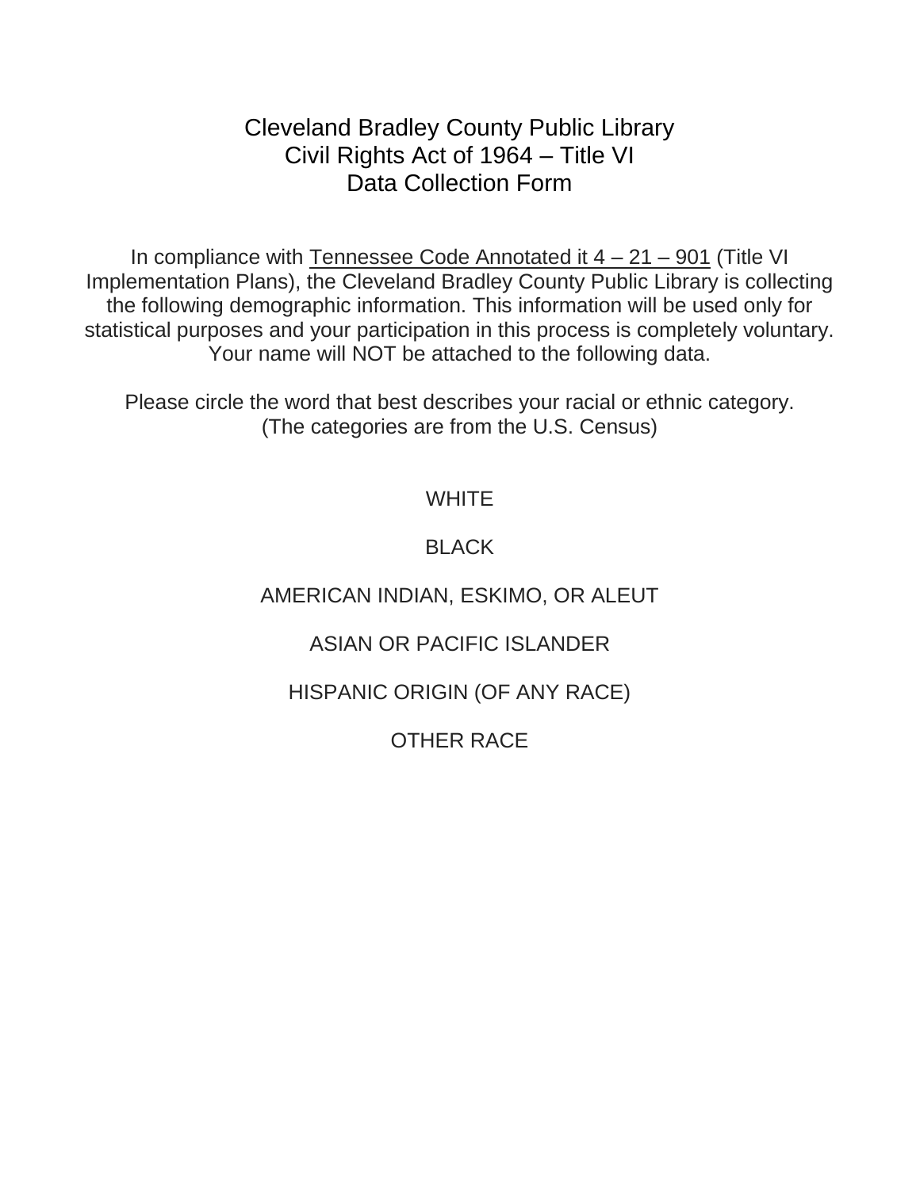# Cleveland Bradley County Public Library
# Civil Rights Act of 1964 – Title VI
# Data Collection Form

In compliance with Tennessee Code Annotated it 4 – 21 – 901 (Title VI Implementation Plans), the Cleveland Bradley County Public Library is collecting the following demographic information. This information will be used only for statistical purposes and your participation in this process is completely voluntary. Your name will NOT be attached to the following data.

Please circle the word that best describes your racial or ethnic category. (The categories are from the U.S. Census)

WHITE

BLACK

AMERICAN INDIAN, ESKIMO, OR ALEUT

ASIAN OR PACIFIC ISLANDER

HISPANIC ORIGIN (OF ANY RACE)

OTHER RACE